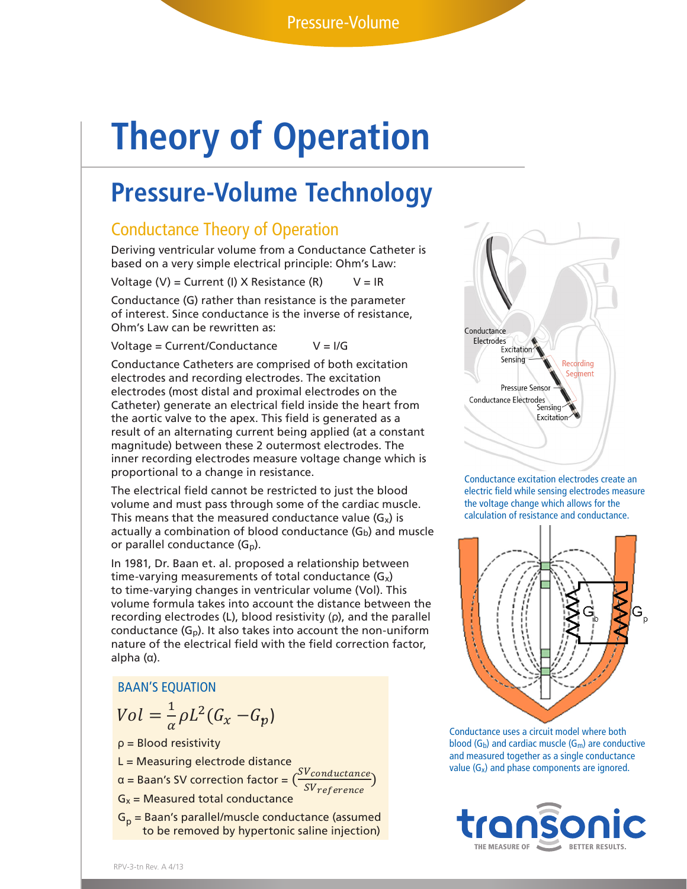# Theory of Operation

## Pressure-Volume Technology

### Conductance Theory of Operation

Deriving ventricular volume from a Conductance Catheter is based on a very simple electrical principle: Ohm's Law:

Voltage (V) = Current (I) X Resistance (R) $V = IR$

Conductance (G) rather than resistance is the parameter of interest. Since conductance is the inverse of resistance, Ohm's Law can be rewritten as:

Voltage = Current/Conductance $V = I/G$

Conductance Catheters are comprised of both excitation electrodes and recording electrodes. The excitation electrodes (most distal and proximal electrodes on the Catheter) generate an electrical field inside the heart from the aortic valve to the apex. This field is generated as a result of an alternating current being applied (at a constant magnitude) between these 2 outermost electrodes. The inner recording electrodes measure voltage change which is proportional to a change in resistance.

The electrical field cannot be restricted to just the blood volume and must pass through some of the cardiac muscle. This means that the measured conductance value ($G_x$) is actually a combination of blood conductance ($G_b$) and muscle or parallel conductance ($G_p$).

In 1981, Dr. Baan et. al. proposed a relationship between time-varying measurements of total conductance ($G_x$) to time-varying changes in ventricular volume (Vol). This volume formula takes into account the distance between the recording electrodes (L), blood resistivity (ρ), and the parallel conductance ($G_p$). It also takes into account the non-uniform nature of the electrical field with the field correction factor, alpha (α).

**BAAN'S EQUATION**

$$Vol = \frac{1}{\alpha}\rho L^2 (G_x - G_p)$$

- ρ = Blood resistivity
- L = Measuring electrode distance
- α = Baan's SV correction factor = $\left(\frac{SV_{conductance}}{SV_{reference}}\right)$
- $G_x$ = Measured total conductance
- $G_p$ = Baan's parallel/muscle conductance (assumed to be removed by hypertonic saline injection)

Conductance Electrodes: Excitation, Sensing; Recording Segment; Pressure Sensor; Conductance Electrodes: Sensing, Excitation

Conductance excitation electrodes create an electric field while sensing electrodes measure the voltage change which allows for the calculation of resistance and conductance.

Conductance uses a circuit model where both blood ($G_b$) and cardiac muscle ($G_m$) are conductive and measured together as a single conductance value ($G_x$) and phase components are ignored.

RPV-3-tn Rev. A 4/13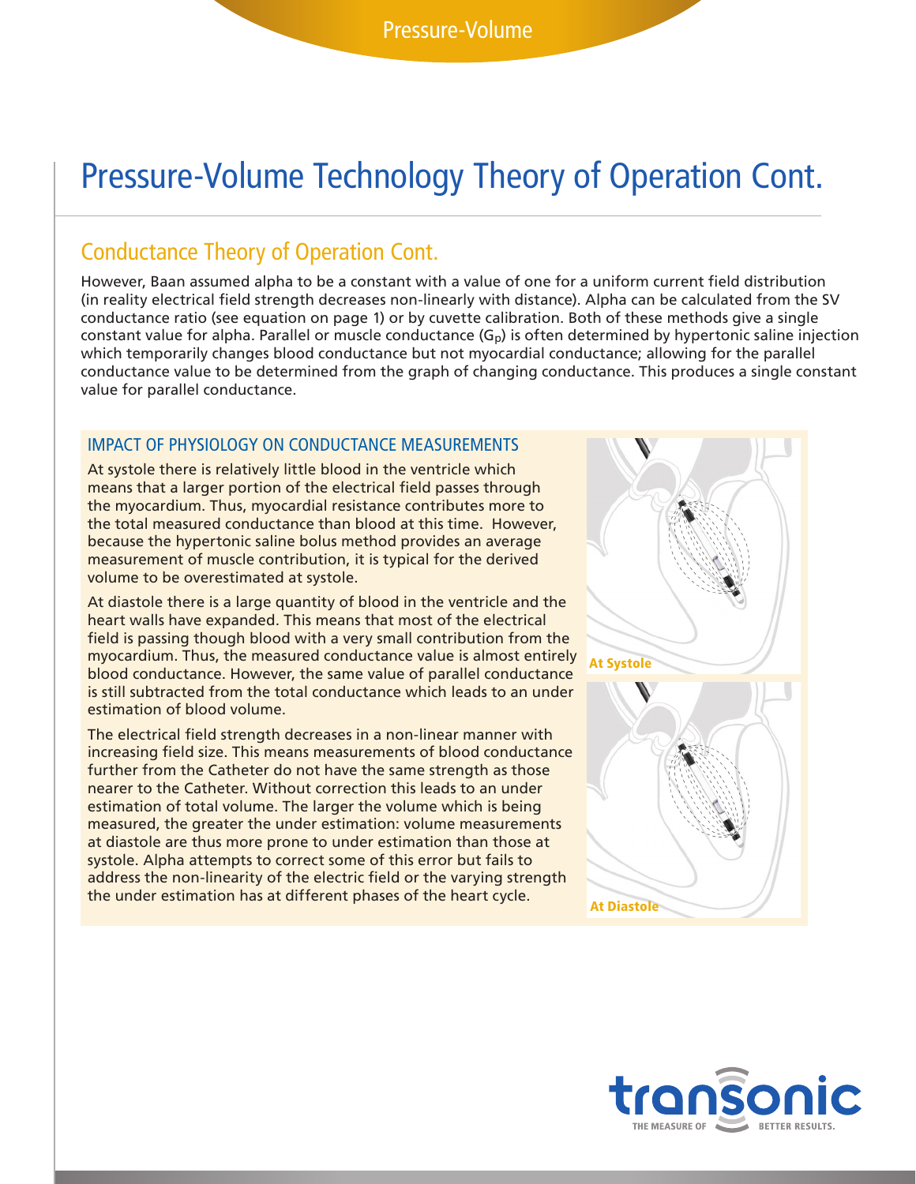# Pressure-Volume Technology Theory of Operation Cont.

## Conductance Theory of Operation Cont.

However, Baan assumed alpha to be a constant with a value of one for a uniform current field distribution (in reality electrical field strength decreases non-linearly with distance). Alpha can be calculated from the SV conductance ratio (see equation on page 1) or by cuvette calibration. Both of these methods give a single constant value for alpha. Parallel or muscle conductance ($G_p$) is often determined by hypertonic saline injection which temporarily changes blood conductance but not myocardial conductance; allowing for the parallel conductance value to be determined from the graph of changing conductance. This produces a single constant value for parallel conductance.

### IMPACT OF PHYSIOLOGY ON CONDUCTANCE MEASUREMENTS

At systole there is relatively little blood in the ventricle which means that a larger portion of the electrical field passes through the myocardium. Thus, myocardial resistance contributes more to the total measured conductance than blood at this time. However, because the hypertonic saline bolus method provides an average measurement of muscle contribution, it is typical for the derived volume to be overestimated at systole.

At diastole there is a large quantity of blood in the ventricle and the heart walls have expanded. This means that most of the electrical field is passing though blood with a very small contribution from the myocardium. Thus, the measured conductance value is almost entirely blood conductance. However, the same value of parallel conductance is still subtracted from the total conductance which leads to an under estimation of blood volume.

The electrical field strength decreases in a non-linear manner with increasing field size. This means measurements of blood conductance further from the Catheter do not have the same strength as those nearer to the Catheter. Without correction this leads to an under estimation of total volume. The larger the volume which is being measured, the greater the under estimation: volume measurements at diastole are thus more prone to under estimation than those at systole. Alpha attempts to correct some of this error but fails to address the non-linearity of the electric field or the varying strength the under estimation has at different phases of the heart cycle.

At Systole

At Diastole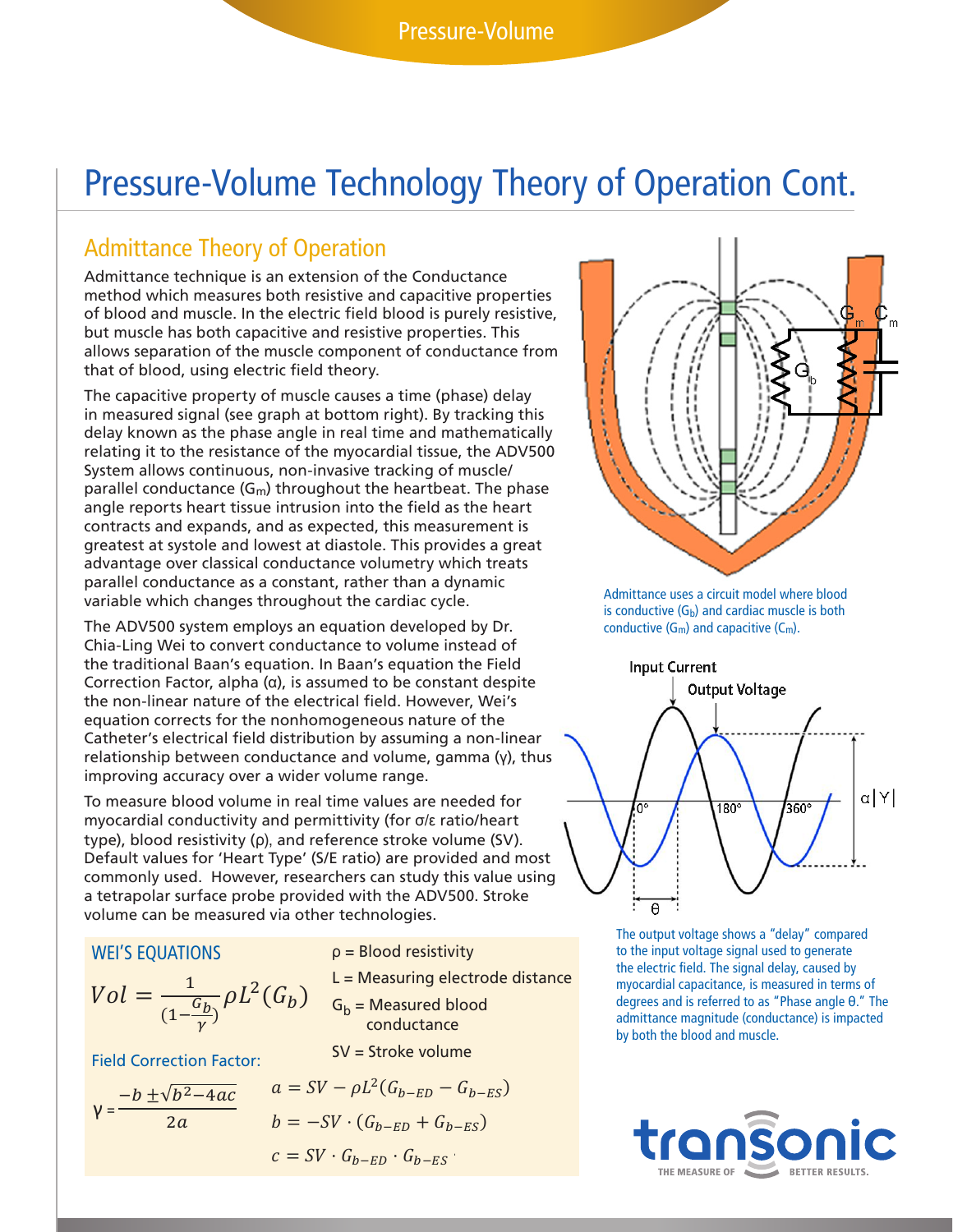# Pressure-Volume Technology Theory of Operation Cont.

## Admittance Theory of Operation

Admittance technique is an extension of the Conductance method which measures both resistive and capacitive properties of blood and muscle. In the electric field blood is purely resistive, but muscle has both capacitive and resistive properties. This allows separation of the muscle component of conductance from that of blood, using electric field theory.

The capacitive property of muscle causes a time (phase) delay in measured signal (see graph at bottom right). By tracking this delay known as the phase angle in real time and mathematically relating it to the resistance of the myocardial tissue, the ADV500 System allows continuous, non-invasive tracking of muscle/parallel conductance ($G_m$) throughout the heartbeat. The phase angle reports heart tissue intrusion into the field as the heart contracts and expands, and as expected, this measurement is greatest at systole and lowest at diastole. This provides a great advantage over classical conductance volumetry which treats parallel conductance as a constant, rather than a dynamic variable which changes throughout the cardiac cycle.

The ADV500 system employs an equation developed by Dr. Chia-Ling Wei to convert conductance to volume instead of the traditional Baan's equation. In Baan's equation the Field Correction Factor, alpha (α), is assumed to be constant despite the non-linear nature of the electrical field. However, Wei's equation corrects for the nonhomogeneous nature of the Catheter's electrical field distribution by assuming a non-linear relationship between conductance and volume, gamma (γ), thus improving accuracy over a wider volume range.

To measure blood volume in real time values are needed for myocardial conductivity and permittivity (for σ/ε ratio/heart type), blood resistivity (ρ), and reference stroke volume (SV). Default values for 'Heart Type' (S/E ratio) are provided and most commonly used. However, researchers can study this value using a tetrapolar surface probe provided with the ADV500. Stroke volume can be measured via other technologies.

### WEI'S EQUATIONS

$$Vol = \frac{1}{(1-\frac{G_b}{\gamma})}\rho L^2(G_b)$$

Field Correction Factor:

$$\gamma = \frac{-b \pm \sqrt{b^2-4ac}}{2a}$$

$$a = SV - \rho L^2(G_{b-ED} - G_{b-ES})$$

$$b = -SV \cdot (G_{b-ED} + G_{b-ES})$$

$$c = SV \cdot G_{b-ED} \cdot G_{b-ES}$$

ρ = Blood resistivity

L = Measuring electrode distance

$G_b$ = Measured blood conductance

SV = Stroke volume

Admittance uses a circuit model where blood is conductive ($G_b$) and cardiac muscle is both conductive ($G_m$) and capacitive ($C_m$).

The output voltage shows a "delay" compared to the input voltage signal used to generate the electric field. The signal delay, caused by myocardial capacitance, is measured in terms of degrees and is referred to as "Phase angle θ." The admittance magnitude (conductance) is impacted by both the blood and muscle.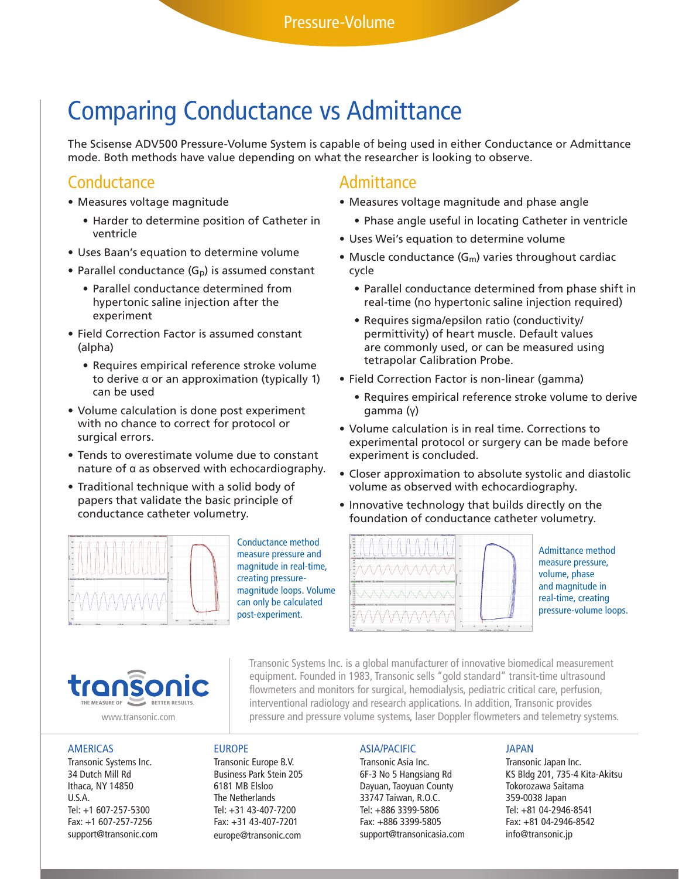# Comparing Conductance vs Admittance

The Scisense ADV500 Pressure-Volume System is capable of being used in either Conductance or Admittance mode. Both methods have value depending on what the researcher is looking to observe.

## Conductance

- Measures voltage magnitude
  - Harder to determine position of Catheter in ventricle
- Uses Baan's equation to determine volume
- Parallel conductance ($G_p$) is assumed constant
  - Parallel conductance determined from hypertonic saline injection after the experiment
- Field Correction Factor is assumed constant (alpha)
  - Requires empirical reference stroke volume to derive α or an approximation (typically 1) can be used
- Volume calculation is done post experiment with no chance to correct for protocol or surgical errors.
- Tends to overestimate volume due to constant nature of α as observed with echocardiography.
- Traditional technique with a solid body of papers that validate the basic principle of conductance catheter volumetry.

Conductance method measure pressure and magnitude in real-time, creating pressure-magnitude loops. Volume can only be calculated post-experiment.

## Admittance

- Measures voltage magnitude and phase angle
  - Phase angle useful in locating Catheter in ventricle
- Uses Wei's equation to determine volume
- Muscle conductance ($G_m$) varies throughout cardiac cycle
  - Parallel conductance determined from phase shift in real-time (no hypertonic saline injection required)
  - Requires sigma/epsilon ratio (conductivity/permittivity) of heart muscle. Default values are commonly used, or can be measured using tetrapolar Calibration Probe.
- Field Correction Factor is non-linear (gamma)
  - Requires empirical reference stroke volume to derive gamma (γ)
- Volume calculation is in real time. Corrections to experimental protocol or surgery can be made before experiment is concluded.
- Closer approximation to absolute systolic and diastolic volume as observed with echocardiography.
- Innovative technology that builds directly on the foundation of conductance catheter volumetry.

Admittance method measure pressure, volume, phase and magnitude in real-time, creating pressure-volume loops.

transonic
THE MEASURE OF BETTER RESULTS.
www.transonic.com

Transonic Systems Inc. is a global manufacturer of innovative biomedical measurement equipment. Founded in 1983, Transonic sells "gold standard" transit-time ultrasound flowmeters and monitors for surgical, hemodialysis, pediatric critical care, perfusion, interventional radiology and research applications. In addition, Transonic provides pressure and pressure volume systems, laser Doppler flowmeters and telemetry systems.

**AMERICAS**
Transonic Systems Inc.
34 Dutch Mill Rd
Ithaca, NY 14850
U.S.A.
Tel: +1 607-257-5300
Fax: +1 607-257-7256
support@transonic.com

**EUROPE**
Transonic Europe B.V.
Business Park Stein 205
6181 MB Elsloo
The Netherlands
Tel: +31 43-407-7200
Fax: +31 43-407-7201
europe@transonic.com

**ASIA/PACIFIC**
Transonic Asia Inc.
6F-3 No 5 Hangsiang Rd
Dayuan, Taoyuan County
33747 Taiwan, R.O.C.
Tel: +886 3399-5806
Fax: +886 3399-5805
support@transonicasia.com

**JAPAN**
Transonic Japan Inc.
KS Bldg 201, 735-4 Kita-Akitsu
Tokorozawa Saitama
359-0038 Japan
Tel: +81 04-2946-8541
Fax: +81 04-2946-8542
info@transonic.jp